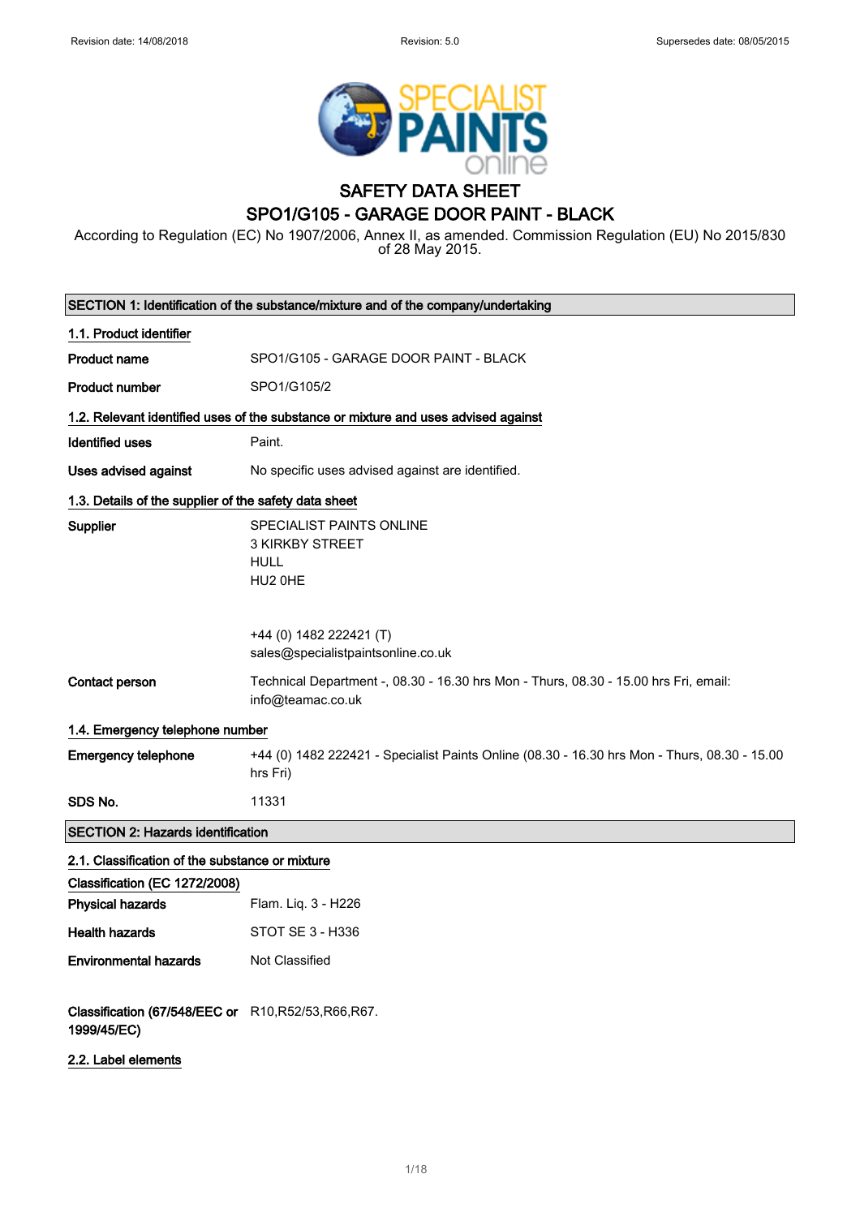# SAFETY DATA SHEET

## SPO1/G105 - GARAGE DOOR PAINT - BLACK

According to Regulation (EC) No 1907/2006, Annex II, as amended. Commission Regulation (EU) No 2015/830 of 28 May 2015.

## SECTION 1: Identification of the substance/mixture and of the company/undertaking

### 1.1. Product identifier

**Product name** SPO1/G105 - GARAGE DOOR PAINT - BLACK

**Product number** SPO1/G105/2

### 1.2. Relevant identified uses of the substance or mixture and uses advised against

**Identified uses** Paint.

**Uses advised against** No specific uses advised against are identified.

### 1.3. Details of the supplier of the safety data sheet

**Supplier**
SPECIALIST PAINTS ONLINE
3 KIRKBY STREET
HULL
HU2 0HE

+44 (0) 1482 222421 (T)
sales@specialistpaintsonline.co.uk

**Contact person** Technical Department -, 08.30 - 16.30 hrs Mon - Thurs, 08.30 - 15.00 hrs Fri, email: info@teamac.co.uk

### 1.4. Emergency telephone number

**Emergency telephone** +44 (0) 1482 222421 - Specialist Paints Online (08.30 - 16.30 hrs Mon - Thurs, 08.30 - 15.00 hrs Fri)

**SDS No.** 11331

## SECTION 2: Hazards identification

### 2.1. Classification of the substance or mixture

**Classification (EC 1272/2008)**

**Physical hazards** Flam. Liq. 3 - H226

**Health hazards** STOT SE 3 - H336

**Environmental hazards** Not Classified

**Classification (67/548/EEC or 1999/45/EC)** R10,R52/53,R66,R67.

### 2.2. Label elements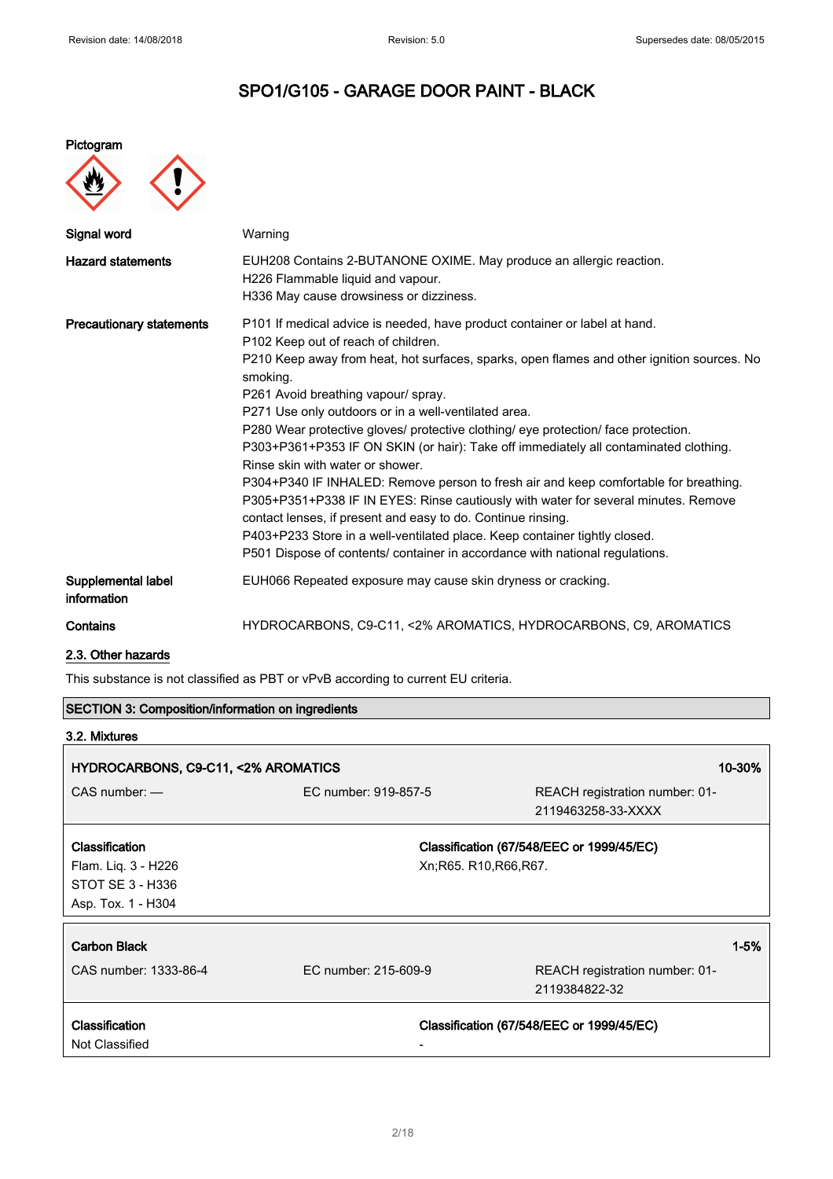# SPO1/G105 - GARAGE DOOR PAINT - BLACK

**Pictogram**

| | |
|---|---|
| **Signal word** | Warning |
| **Hazard statements** | EUH208 Contains 2-BUTANONE OXIME. May produce an allergic reaction.<br>H226 Flammable liquid and vapour.<br>H336 May cause drowsiness or dizziness. |
| **Precautionary statements** | P101 If medical advice is needed, have product container or label at hand.<br>P102 Keep out of reach of children.<br>P210 Keep away from heat, hot surfaces, sparks, open flames and other ignition sources. No smoking.<br>P261 Avoid breathing vapour/ spray.<br>P271 Use only outdoors or in a well-ventilated area.<br>P280 Wear protective gloves/ protective clothing/ eye protection/ face protection.<br>P303+P361+P353 IF ON SKIN (or hair): Take off immediately all contaminated clothing. Rinse skin with water or shower.<br>P304+P340 IF INHALED: Remove person to fresh air and keep comfortable for breathing.<br>P305+P351+P338 IF IN EYES: Rinse cautiously with water for several minutes. Remove contact lenses, if present and easy to do. Continue rinsing.<br>P403+P233 Store in a well-ventilated place. Keep container tightly closed.<br>P501 Dispose of contents/ container in accordance with national regulations. |
| **Supplemental label information** | EUH066 Repeated exposure may cause skin dryness or cracking. |
| **Contains** | HYDROCARBONS, C9-C11, <2% AROMATICS, HYDROCARBONS, C9, AROMATICS |

## 2.3. Other hazards

This substance is not classified as PBT or vPvB according to current EU criteria.

## SECTION 3: Composition/information on ingredients

### 3.2. Mixtures

| **HYDROCARBONS, C9-C11, <2% AROMATICS** | | **10-30%** |
|---|---|---|
| CAS number: — | EC number: 919-857-5 | REACH registration number: 01-2119463258-33-XXXX |
| **Classification**<br>Flam. Liq. 3 - H226<br>STOT SE 3 - H336<br>Asp. Tox. 1 - H304 | **Classification (67/548/EEC or 1999/45/EC)**<br>Xn;R65. R10,R66,R67. | |

| **Carbon Black** | | **1-5%** |
|---|---|---|
| CAS number: 1333-86-4 | EC number: 215-609-9 | REACH registration number: 01-2119384822-32 |
| **Classification**<br>Not Classified | **Classification (67/548/EEC or 1999/45/EC)**<br>- | |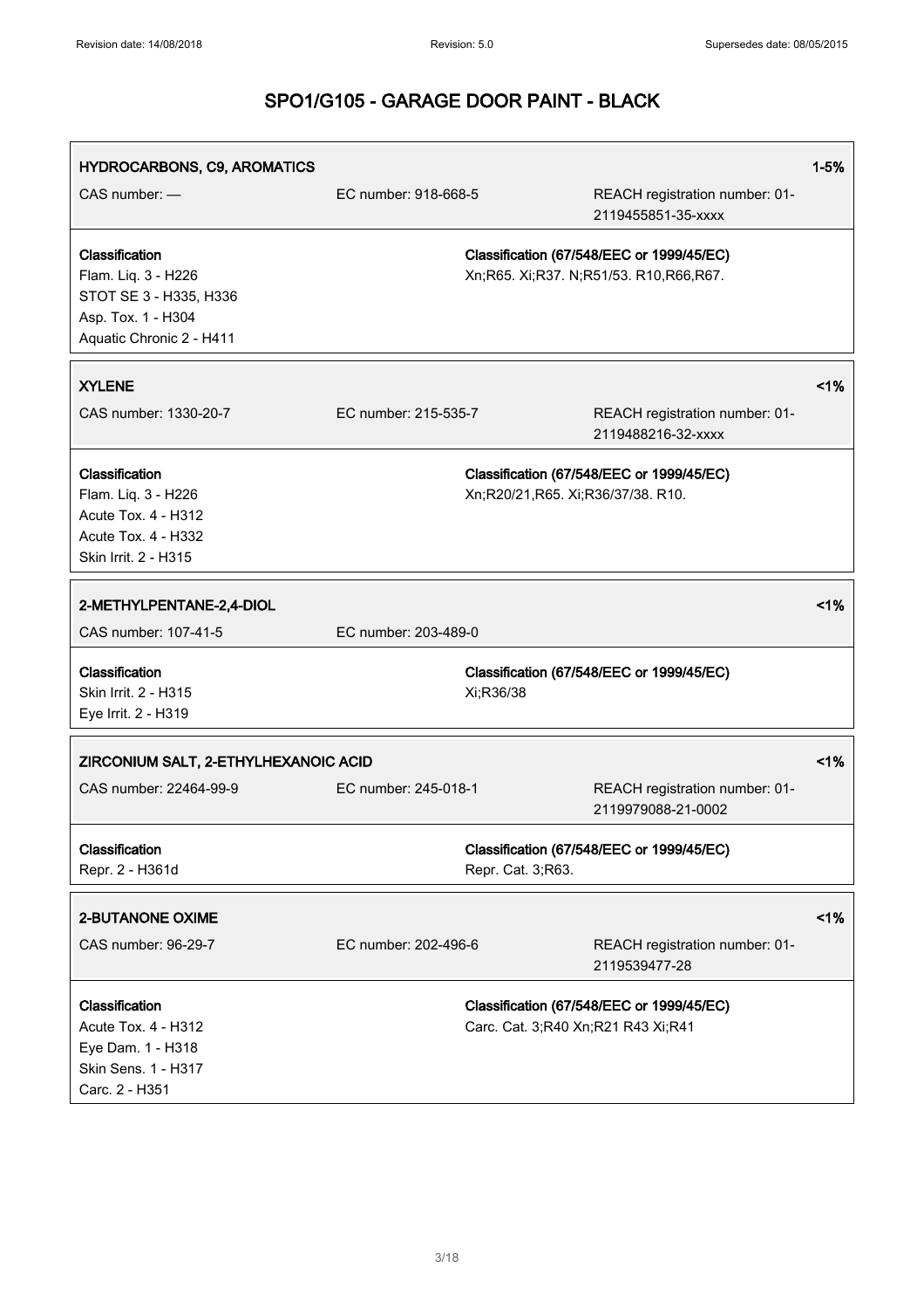## SPO1/G105 - GARAGE DOOR PAINT - BLACK

**HYDROCARBONS, C9, AROMATICS** 1-5%

CAS number: — EC number: 918-668-5 REACH registration number: 01-2119455851-35-xxxx

**Classification**
Flam. Liq. 3 - H226
STOT SE 3 - H335, H336
Asp. Tox. 1 - H304
Aquatic Chronic 2 - H411

**Classification (67/548/EEC or 1999/45/EC)**
Xn;R65. Xi;R37. N;R51/53. R10,R66,R67.

**XYLENE** <1%

CAS number: 1330-20-7 EC number: 215-535-7 REACH registration number: 01-2119488216-32-xxxx

**Classification**
Flam. Liq. 3 - H226
Acute Tox. 4 - H312
Acute Tox. 4 - H332
Skin Irrit. 2 - H315

**Classification (67/548/EEC or 1999/45/EC)**
Xn;R20/21,R65. Xi;R36/37/38. R10.

**2-METHYLPENTANE-2,4-DIOL** <1%

CAS number: 107-41-5 EC number: 203-489-0

**Classification**
Skin Irrit. 2 - H315
Eye Irrit. 2 - H319

**Classification (67/548/EEC or 1999/45/EC)**
Xi;R36/38

**ZIRCONIUM SALT, 2-ETHYLHEXANOIC ACID** <1%

CAS number: 22464-99-9 EC number: 245-018-1 REACH registration number: 01-2119979088-21-0002

**Classification**
Repr. 2 - H361d

**Classification (67/548/EEC or 1999/45/EC)**
Repr. Cat. 3;R63.

**2-BUTANONE OXIME** <1%

CAS number: 96-29-7 EC number: 202-496-6 REACH registration number: 01-2119539477-28

**Classification**
Acute Tox. 4 - H312
Eye Dam. 1 - H318
Skin Sens. 1 - H317
Carc. 2 - H351

**Classification (67/548/EEC or 1999/45/EC)**
Carc. Cat. 3;R40 Xn;R21 R43 Xi;R41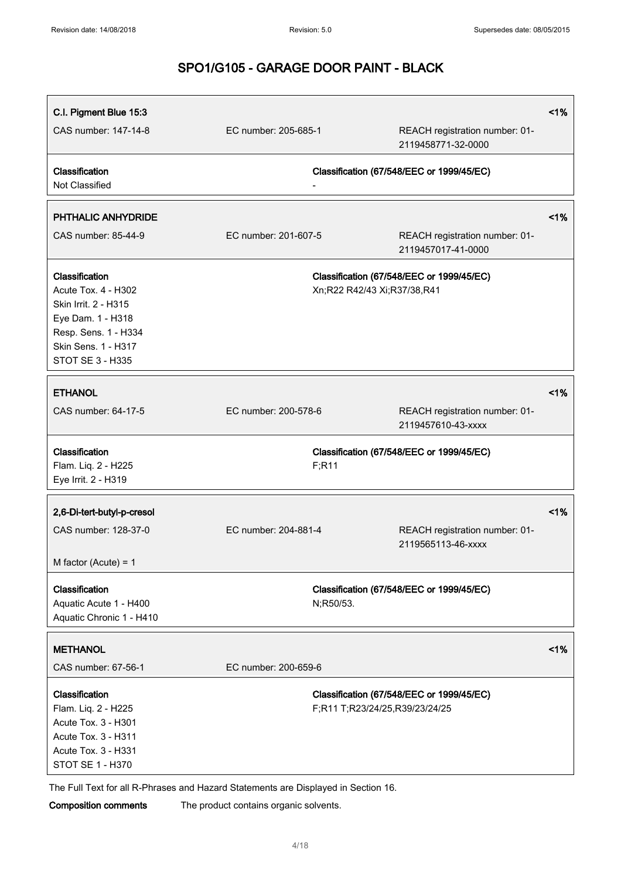# SPO1/G105 - GARAGE DOOR PAINT - BLACK

| **C.I. Pigment Blue 15:3** | | | <1% |
|---|---|---|---|
| CAS number: 147-14-8 | EC number: 205-685-1 | REACH registration number: 01-2119458771-32-0000 | |
| **Classification** | | **Classification (67/548/EEC or 1999/45/EC)** | |
| Not Classified | - | | |

| **PHTHALIC ANHYDRIDE** | | | <1% |
|---|---|---|---|
| CAS number: 85-44-9 | EC number: 201-607-5 | REACH registration number: 01-2119457017-41-0000 | |
| **Classification** | | **Classification (67/548/EEC or 1999/45/EC)** | |
| Acute Tox. 4 - H302<br>Skin Irrit. 2 - H315<br>Eye Dam. 1 - H318<br>Resp. Sens. 1 - H334<br>Skin Sens. 1 - H317<br>STOT SE 3 - H335 | | Xn;R22 R42/43 Xi;R37/38,R41 | |

| **ETHANOL** | | | <1% |
|---|---|---|---|
| CAS number: 64-17-5 | EC number: 200-578-6 | REACH registration number: 01-2119457610-43-xxxx | |
| **Classification** | | **Classification (67/548/EEC or 1999/45/EC)** | |
| Flam. Liq. 2 - H225<br>Eye Irrit. 2 - H319 | F;R11 | | |

| **2,6-Di-tert-butyl-p-cresol** | | | <1% |
|---|---|---|---|
| CAS number: 128-37-0 | EC number: 204-881-4 | REACH registration number: 01-2119565113-46-xxxx | |
| M factor (Acute) = 1 | | | |
| **Classification** | | **Classification (67/548/EEC or 1999/45/EC)** | |
| Aquatic Acute 1 - H400<br>Aquatic Chronic 1 - H410 | N;R50/53. | | |

| **METHANOL** | | | <1% |
|---|---|---|---|
| CAS number: 67-56-1 | EC number: 200-659-6 | | |
| **Classification** | | **Classification (67/548/EEC or 1999/45/EC)** | |
| Flam. Liq. 2 - H225<br>Acute Tox. 3 - H301<br>Acute Tox. 3 - H311<br>Acute Tox. 3 - H331<br>STOT SE 1 - H370 | | F;R11 T;R23/24/25,R39/23/24/25 | |

The Full Text for all R-Phrases and Hazard Statements are Displayed in Section 16.

**Composition comments** The product contains organic solvents.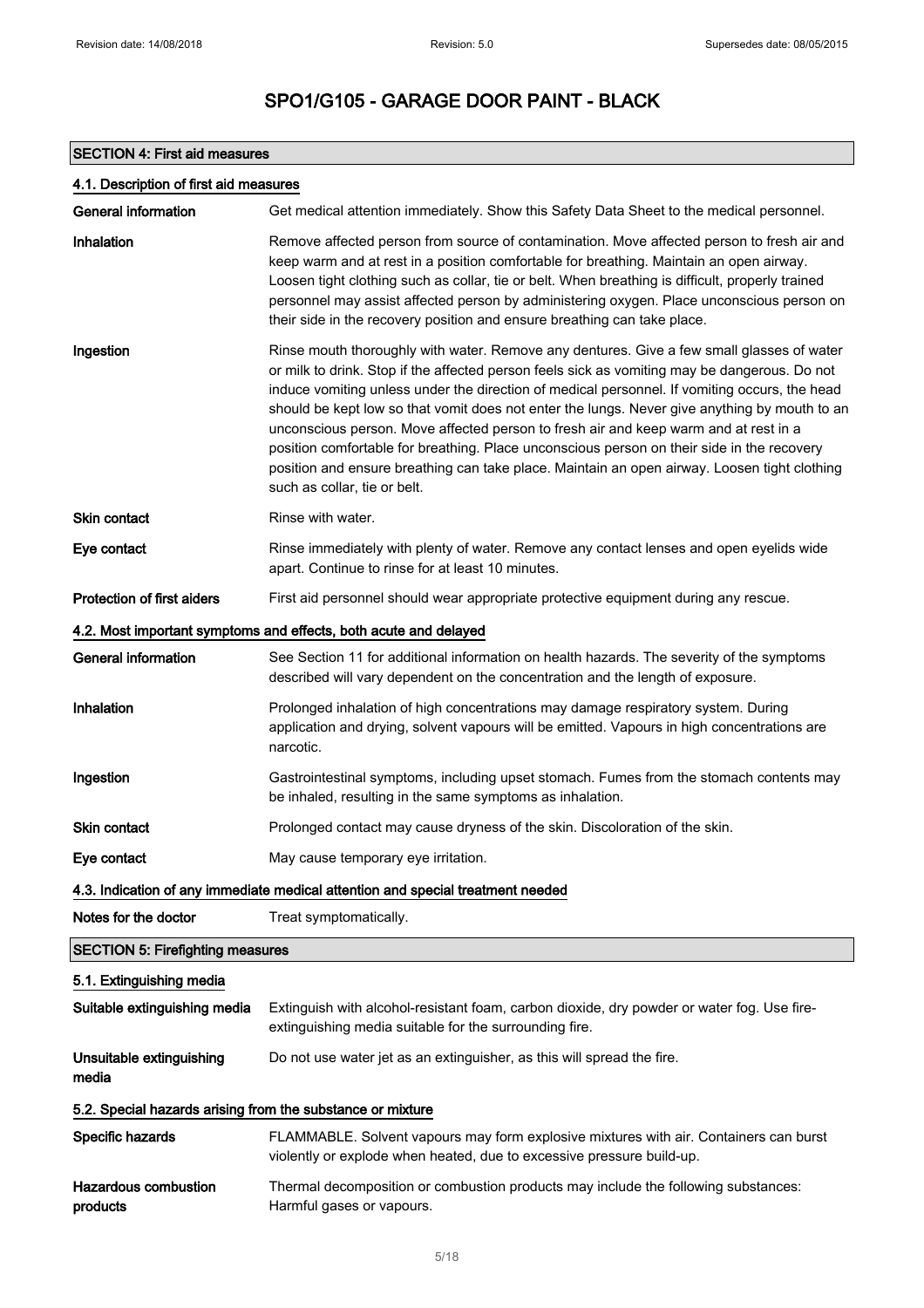# SPO1/G105 - GARAGE DOOR PAINT - BLACK

## SECTION 4: First aid measures

### 4.1. Description of first aid measures

| | |
|---|---|
| **General information** | Get medical attention immediately. Show this Safety Data Sheet to the medical personnel. |
| **Inhalation** | Remove affected person from source of contamination. Move affected person to fresh air and keep warm and at rest in a position comfortable for breathing. Maintain an open airway. Loosen tight clothing such as collar, tie or belt. When breathing is difficult, properly trained personnel may assist affected person by administering oxygen. Place unconscious person on their side in the recovery position and ensure breathing can take place. |
| **Ingestion** | Rinse mouth thoroughly with water. Remove any dentures. Give a few small glasses of water or milk to drink. Stop if the affected person feels sick as vomiting may be dangerous. Do not induce vomiting unless under the direction of medical personnel. If vomiting occurs, the head should be kept low so that vomit does not enter the lungs. Never give anything by mouth to an unconscious person. Move affected person to fresh air and keep warm and at rest in a position comfortable for breathing. Place unconscious person on their side in the recovery position and ensure breathing can take place. Maintain an open airway. Loosen tight clothing such as collar, tie or belt. |
| **Skin contact** | Rinse with water. |
| **Eye contact** | Rinse immediately with plenty of water. Remove any contact lenses and open eyelids wide apart. Continue to rinse for at least 10 minutes. |
| **Protection of first aiders** | First aid personnel should wear appropriate protective equipment during any rescue. |

### 4.2. Most important symptoms and effects, both acute and delayed

| | |
|---|---|
| **General information** | See Section 11 for additional information on health hazards. The severity of the symptoms described will vary dependent on the concentration and the length of exposure. |
| **Inhalation** | Prolonged inhalation of high concentrations may damage respiratory system. During application and drying, solvent vapours will be emitted. Vapours in high concentrations are narcotic. |
| **Ingestion** | Gastrointestinal symptoms, including upset stomach. Fumes from the stomach contents may be inhaled, resulting in the same symptoms as inhalation. |
| **Skin contact** | Prolonged contact may cause dryness of the skin. Discoloration of the skin. |
| **Eye contact** | May cause temporary eye irritation. |

### 4.3. Indication of any immediate medical attention and special treatment needed

| | |
|---|---|
| **Notes for the doctor** | Treat symptomatically. |

## SECTION 5: Firefighting measures

### 5.1. Extinguishing media

| | |
|---|---|
| **Suitable extinguishing media** | Extinguish with alcohol-resistant foam, carbon dioxide, dry powder or water fog. Use fire-extinguishing media suitable for the surrounding fire. |
| **Unsuitable extinguishing media** | Do not use water jet as an extinguisher, as this will spread the fire. |

### 5.2. Special hazards arising from the substance or mixture

| | |
|---|---|
| **Specific hazards** | FLAMMABLE. Solvent vapours may form explosive mixtures with air. Containers can burst violently or explode when heated, due to excessive pressure build-up. |
| **Hazardous combustion products** | Thermal decomposition or combustion products may include the following substances: Harmful gases or vapours. |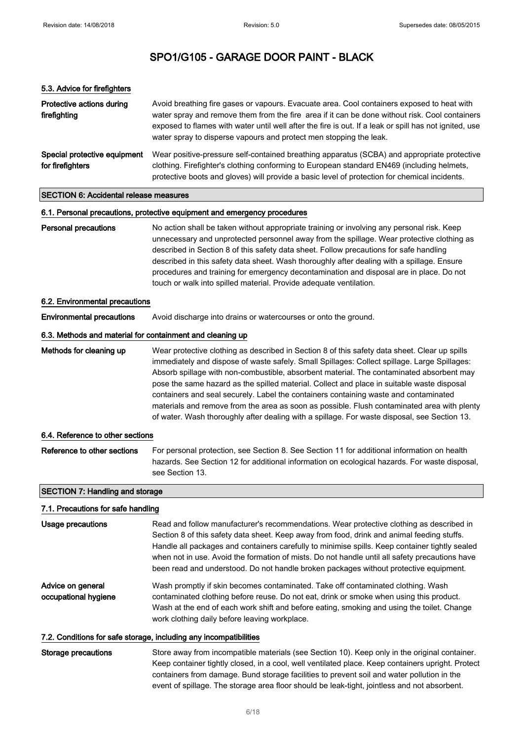#### 5.3. Advice for firefighters

**Protective actions during firefighting**
Avoid breathing fire gases or vapours. Evacuate area. Cool containers exposed to heat with water spray and remove them from the fire area if it can be done without risk. Cool containers exposed to flames with water until well after the fire is out. If a leak or spill has not ignited, use water spray to disperse vapours and protect men stopping the leak.

**Special protective equipment for firefighters**
Wear positive-pressure self-contained breathing apparatus (SCBA) and appropriate protective clothing. Firefighter's clothing conforming to European standard EN469 (including helmets, protective boots and gloves) will provide a basic level of protection for chemical incidents.

## SECTION 6: Accidental release measures

#### 6.1. Personal precautions, protective equipment and emergency procedures

**Personal precautions**
No action shall be taken without appropriate training or involving any personal risk. Keep unnecessary and unprotected personnel away from the spillage. Wear protective clothing as described in Section 8 of this safety data sheet. Follow precautions for safe handling described in this safety data sheet. Wash thoroughly after dealing with a spillage. Ensure procedures and training for emergency decontamination and disposal are in place. Do not touch or walk into spilled material. Provide adequate ventilation.

#### 6.2. Environmental precautions

**Environmental precautions**
Avoid discharge into drains or watercourses or onto the ground.

#### 6.3. Methods and material for containment and cleaning up

**Methods for cleaning up**
Wear protective clothing as described in Section 8 of this safety data sheet. Clear up spills immediately and dispose of waste safely. Small Spillages: Collect spillage. Large Spillages: Absorb spillage with non-combustible, absorbent material. The contaminated absorbent may pose the same hazard as the spilled material. Collect and place in suitable waste disposal containers and seal securely. Label the containers containing waste and contaminated materials and remove from the area as soon as possible. Flush contaminated area with plenty of water. Wash thoroughly after dealing with a spillage. For waste disposal, see Section 13.

#### 6.4. Reference to other sections

**Reference to other sections**
For personal protection, see Section 8. See Section 11 for additional information on health hazards. See Section 12 for additional information on ecological hazards. For waste disposal, see Section 13.

## SECTION 7: Handling and storage

#### 7.1. Precautions for safe handling

**Usage precautions**
Read and follow manufacturer's recommendations. Wear protective clothing as described in Section 8 of this safety data sheet. Keep away from food, drink and animal feeding stuffs. Handle all packages and containers carefully to minimise spills. Keep container tightly sealed when not in use. Avoid the formation of mists. Do not handle until all safety precautions have been read and understood. Do not handle broken packages without protective equipment.

**Advice on general occupational hygiene**
Wash promptly if skin becomes contaminated. Take off contaminated clothing. Wash contaminated clothing before reuse. Do not eat, drink or smoke when using this product. Wash at the end of each work shift and before eating, smoking and using the toilet. Change work clothing daily before leaving workplace.

#### 7.2. Conditions for safe storage, including any incompatibilities

**Storage precautions**
Store away from incompatible materials (see Section 10). Keep only in the original container. Keep container tightly closed, in a cool, well ventilated place. Keep containers upright. Protect containers from damage. Bund storage facilities to prevent soil and water pollution in the event of spillage. The storage area floor should be leak-tight, jointless and not absorbent.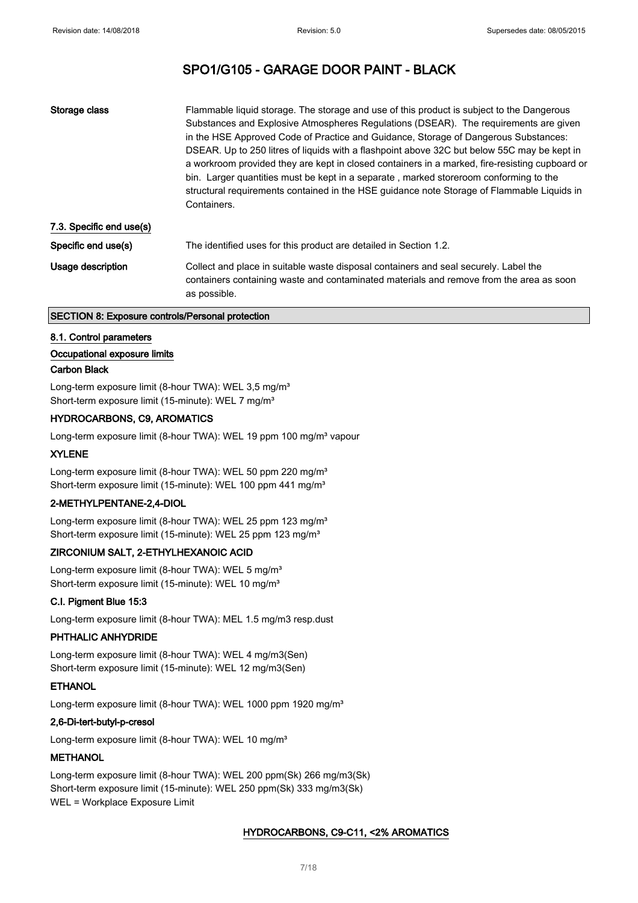Storage class | Flammable liquid storage. The storage and use of this product is subject to the Dangerous Substances and Explosive Atmospheres Regulations (DSEAR). The requirements are given in the HSE Approved Code of Practice and Guidance, Storage of Dangerous Substances: DSEAR. Up to 250 litres of liquids with a flashpoint above 32C but below 55C may be kept in a workroom provided they are kept in closed containers in a marked, fire-resisting cupboard or bin. Larger quantities must be kept in a separate , marked storeroom conforming to the structural requirements contained in the HSE guidance note Storage of Flammable Liquids in Containers.

### 7.3. Specific end use(s)

**Specific end use(s)**: The identified uses for this product are detailed in Section 1.2.

**Usage description**: Collect and place in suitable waste disposal containers and seal securely. Label the containers containing waste and contaminated materials and remove from the area as soon as possible.

## SECTION 8: Exposure controls/Personal protection

### 8.1. Control parameters

#### Occupational exposure limits

**Carbon Black**

Long-term exposure limit (8-hour TWA): WEL 3,5 mg/m³
Short-term exposure limit (15-minute): WEL 7 mg/m³

**HYDROCARBONS, C9, AROMATICS**

Long-term exposure limit (8-hour TWA): WEL 19 ppm 100 mg/m³ vapour

**XYLENE**

Long-term exposure limit (8-hour TWA): WEL 50 ppm 220 mg/m³
Short-term exposure limit (15-minute): WEL 100 ppm 441 mg/m³

**2-METHYLPENTANE-2,4-DIOL**

Long-term exposure limit (8-hour TWA): WEL 25 ppm 123 mg/m³
Short-term exposure limit (15-minute): WEL 25 ppm 123 mg/m³

**ZIRCONIUM SALT, 2-ETHYLHEXANOIC ACID**

Long-term exposure limit (8-hour TWA): WEL 5 mg/m³
Short-term exposure limit (15-minute): WEL 10 mg/m³

**C.I. Pigment Blue 15:3**

Long-term exposure limit (8-hour TWA): MEL 1.5 mg/m3 resp.dust

**PHTHALIC ANHYDRIDE**

Long-term exposure limit (8-hour TWA): WEL 4 mg/m3(Sen)
Short-term exposure limit (15-minute): WEL 12 mg/m3(Sen)

**ETHANOL**

Long-term exposure limit (8-hour TWA): WEL 1000 ppm 1920 mg/m³

**2,6-Di-tert-butyl-p-cresol**

Long-term exposure limit (8-hour TWA): WEL 10 mg/m³

**METHANOL**

Long-term exposure limit (8-hour TWA): WEL 200 ppm(Sk) 266 mg/m3(Sk)
Short-term exposure limit (15-minute): WEL 250 ppm(Sk) 333 mg/m3(Sk)
WEL = Workplace Exposure Limit

**HYDROCARBONS, C9-C11, <2% AROMATICS**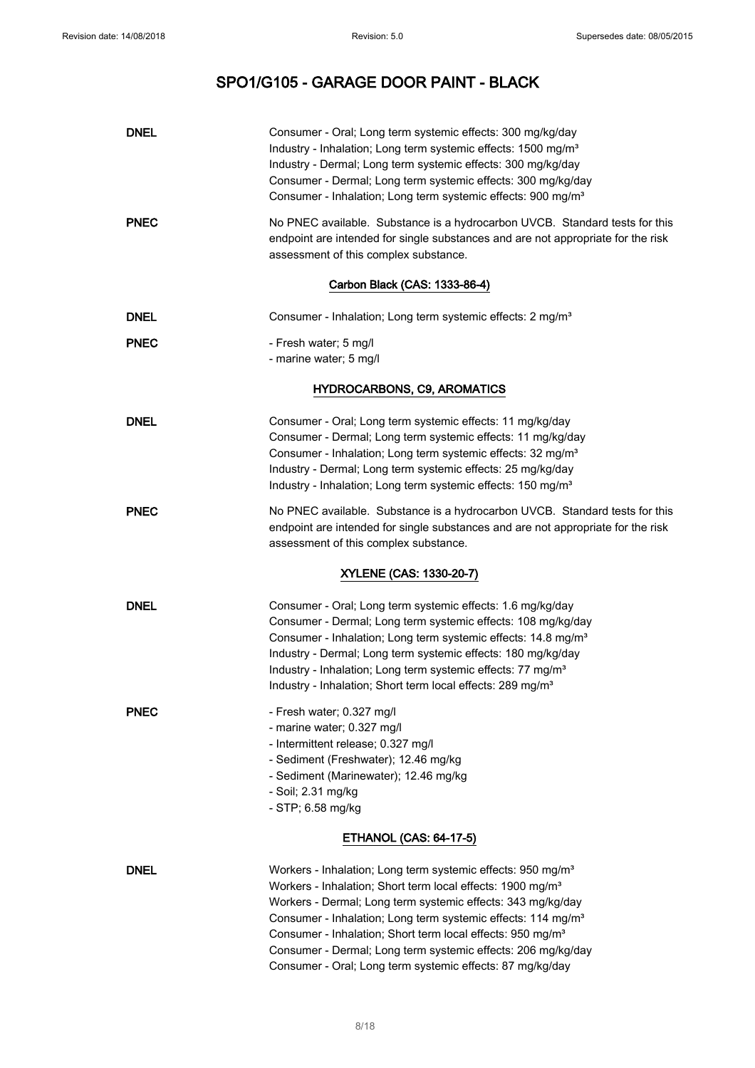| | |
|---|---|
| **DNEL** | Consumer - Oral; Long term systemic effects: 300 mg/kg/day<br>Industry - Inhalation; Long term systemic effects: 1500 mg/m³<br>Industry - Dermal; Long term systemic effects: 300 mg/kg/day<br>Consumer - Dermal; Long term systemic effects: 300 mg/kg/day<br>Consumer - Inhalation; Long term systemic effects: 900 mg/m³ |
| **PNEC** | No PNEC available. Substance is a hydrocarbon UVCB. Standard tests for this endpoint are intended for single substances and are not appropriate for the risk assessment of this complex substance. |

**Carbon Black (CAS: 1333-86-4)**

| | |
|---|---|
| **DNEL** | Consumer - Inhalation; Long term systemic effects: 2 mg/m³ |
| **PNEC** | - Fresh water; 5 mg/l<br>- marine water; 5 mg/l |

**HYDROCARBONS, C9, AROMATICS**

| | |
|---|---|
| **DNEL** | Consumer - Oral; Long term systemic effects: 11 mg/kg/day<br>Consumer - Dermal; Long term systemic effects: 11 mg/kg/day<br>Consumer - Inhalation; Long term systemic effects: 32 mg/m³<br>Industry - Dermal; Long term systemic effects: 25 mg/kg/day<br>Industry - Inhalation; Long term systemic effects: 150 mg/m³ |
| **PNEC** | No PNEC available. Substance is a hydrocarbon UVCB. Standard tests for this endpoint are intended for single substances and are not appropriate for the risk assessment of this complex substance. |

**XYLENE (CAS: 1330-20-7)**

| | |
|---|---|
| **DNEL** | Consumer - Oral; Long term systemic effects: 1.6 mg/kg/day<br>Consumer - Dermal; Long term systemic effects: 108 mg/kg/day<br>Consumer - Inhalation; Long term systemic effects: 14.8 mg/m³<br>Industry - Dermal; Long term systemic effects: 180 mg/kg/day<br>Industry - Inhalation; Long term systemic effects: 77 mg/m³<br>Industry - Inhalation; Short term local effects: 289 mg/m³ |
| **PNEC** | - Fresh water; 0.327 mg/l<br>- marine water; 0.327 mg/l<br>- Intermittent release; 0.327 mg/l<br>- Sediment (Freshwater); 12.46 mg/kg<br>- Sediment (Marinewater); 12.46 mg/kg<br>- Soil; 2.31 mg/kg<br>- STP; 6.58 mg/kg |

**ETHANOL (CAS: 64-17-5)**

| | |
|---|---|
| **DNEL** | Workers - Inhalation; Long term systemic effects: 950 mg/m³<br>Workers - Inhalation; Short term local effects: 1900 mg/m³<br>Workers - Dermal; Long term systemic effects: 343 mg/kg/day<br>Consumer - Inhalation; Long term systemic effects: 114 mg/m³<br>Consumer - Inhalation; Short term local effects: 950 mg/m³<br>Consumer - Dermal; Long term systemic effects: 206 mg/kg/day<br>Consumer - Oral; Long term systemic effects: 87 mg/kg/day |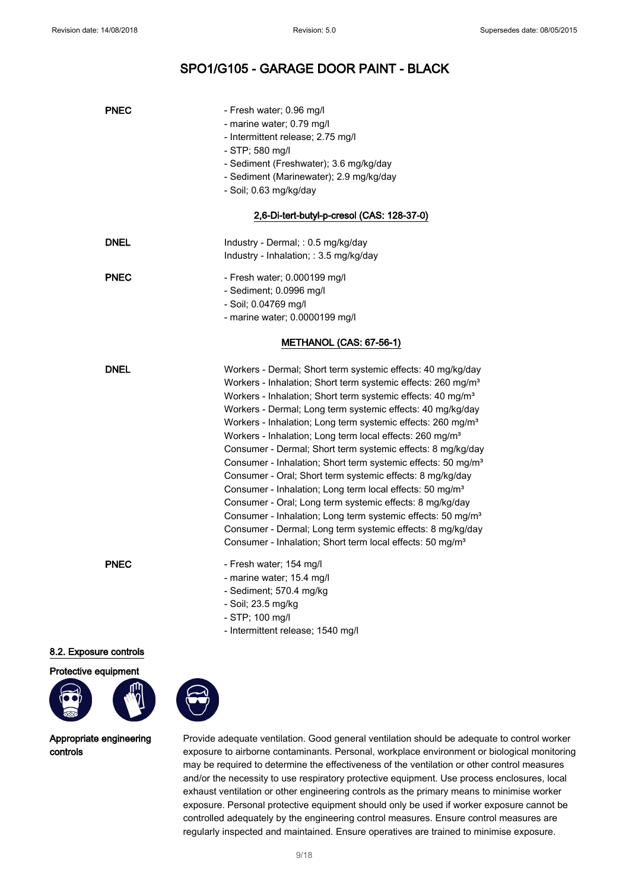**PNEC**

- Fresh water; 0.96 mg/l
- marine water; 0.79 mg/l
- Intermittent release; 2.75 mg/l
- STP; 580 mg/l
- Sediment (Freshwater); 3.6 mg/kg/day
- Sediment (Marinewater); 2.9 mg/kg/day
- Soil; 0.63 mg/kg/day

### 2,6-Di-tert-butyl-p-cresol (CAS: 128-37-0)

**DNEL**

Industry - Dermal; : 0.5 mg/kg/day
Industry - Inhalation; : 3.5 mg/kg/day

**PNEC**

- Fresh water; 0.000199 mg/l
- Sediment; 0.0996 mg/l
- Soil; 0.04769 mg/l
- marine water; 0.0000199 mg/l

### METHANOL (CAS: 67-56-1)

**DNEL**

Workers - Dermal; Short term systemic effects: 40 mg/kg/day
Workers - Inhalation; Short term systemic effects: 260 mg/m³
Workers - Inhalation; Short term systemic effects: 40 mg/m³
Workers - Dermal; Long term systemic effects: 40 mg/kg/day
Workers - Inhalation; Long term systemic effects: 260 mg/m³
Workers - Inhalation; Long term local effects: 260 mg/m³
Consumer - Dermal; Short term systemic effects: 8 mg/kg/day
Consumer - Inhalation; Short term systemic effects: 50 mg/m³
Consumer - Oral; Short term systemic effects: 8 mg/kg/day
Consumer - Inhalation; Long term local effects: 50 mg/m³
Consumer - Oral; Long term systemic effects: 8 mg/kg/day
Consumer - Inhalation; Long term systemic effects: 50 mg/m³
Consumer - Dermal; Long term systemic effects: 8 mg/kg/day
Consumer - Inhalation; Short term local effects: 50 mg/m³

**PNEC**

- Fresh water; 154 mg/l
- marine water; 15.4 mg/l
- Sediment; 570.4 mg/kg
- Soil; 23.5 mg/kg
- STP; 100 mg/l
- Intermittent release; 1540 mg/l

## 8.2. Exposure controls

**Protective equipment**

**Appropriate engineering controls**

Provide adequate ventilation. Good general ventilation should be adequate to control worker exposure to airborne contaminants. Personal, workplace environment or biological monitoring may be required to determine the effectiveness of the ventilation or other control measures and/or the necessity to use respiratory protective equipment. Use process enclosures, local exhaust ventilation or other engineering controls as the primary means to minimise worker exposure. Personal protective equipment should only be used if worker exposure cannot be controlled adequately by the engineering control measures. Ensure control measures are regularly inspected and maintained. Ensure operatives are trained to minimise exposure.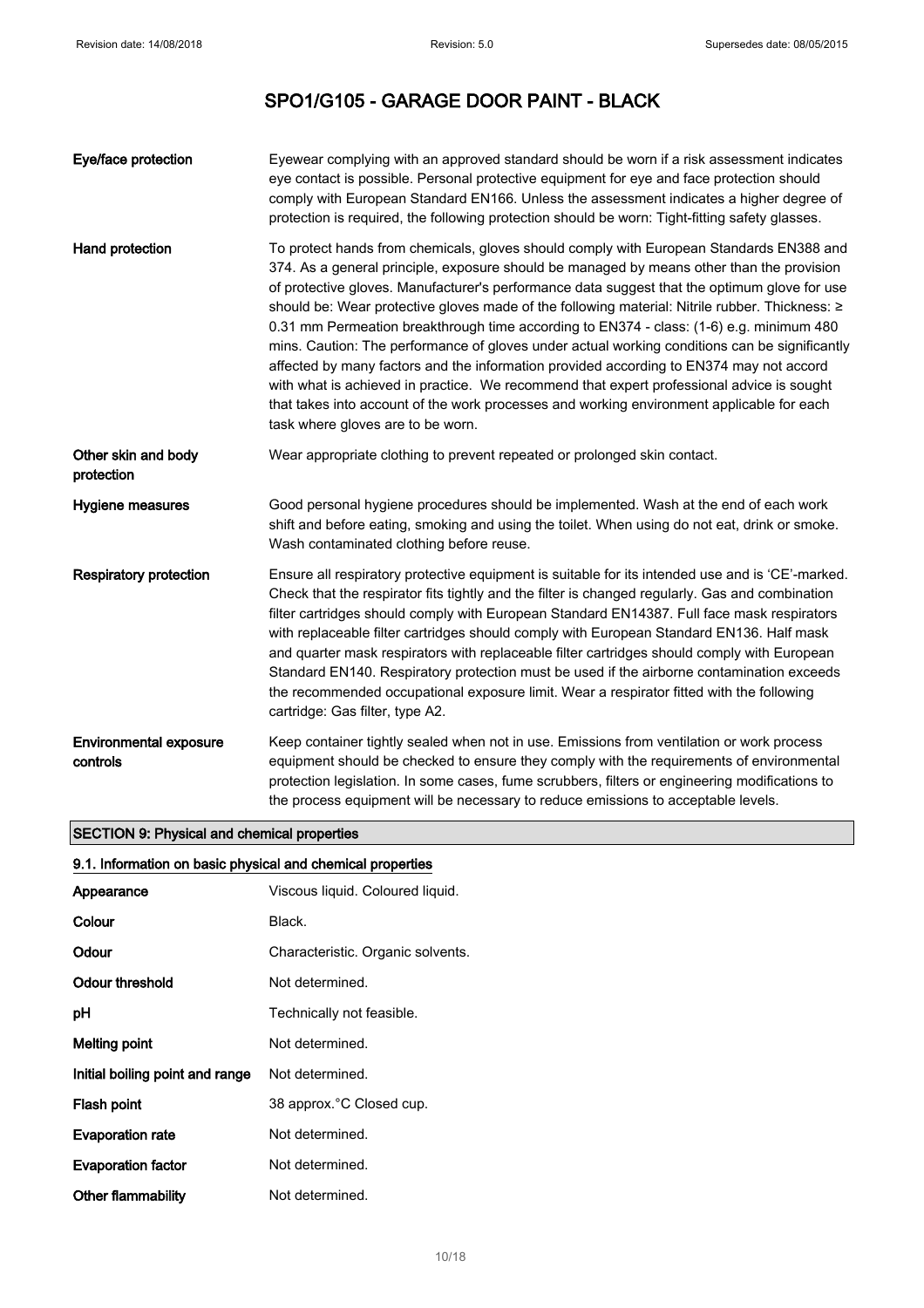# SPO1/G105 - GARAGE DOOR PAINT - BLACK

| | |
|---|---|
| **Eye/face protection** | Eyewear complying with an approved standard should be worn if a risk assessment indicates eye contact is possible. Personal protective equipment for eye and face protection should comply with European Standard EN166. Unless the assessment indicates a higher degree of protection is required, the following protection should be worn: Tight-fitting safety glasses. |
| **Hand protection** | To protect hands from chemicals, gloves should comply with European Standards EN388 and 374. As a general principle, exposure should be managed by means other than the provision of protective gloves. Manufacturer's performance data suggest that the optimum glove for use should be: Wear protective gloves made of the following material: Nitrile rubber. Thickness: ≥ 0.31 mm Permeation breakthrough time according to EN374 - class: (1-6) e.g. minimum 480 mins. Caution: The performance of gloves under actual working conditions can be significantly affected by many factors and the information provided according to EN374 may not accord with what is achieved in practice. We recommend that expert professional advice is sought that takes into account of the work processes and working environment applicable for each task where gloves are to be worn. |
| **Other skin and body protection** | Wear appropriate clothing to prevent repeated or prolonged skin contact. |
| **Hygiene measures** | Good personal hygiene procedures should be implemented. Wash at the end of each work shift and before eating, smoking and using the toilet. When using do not eat, drink or smoke. Wash contaminated clothing before reuse. |
| **Respiratory protection** | Ensure all respiratory protective equipment is suitable for its intended use and is 'CE'-marked. Check that the respirator fits tightly and the filter is changed regularly. Gas and combination filter cartridges should comply with European Standard EN14387. Full face mask respirators with replaceable filter cartridges should comply with European Standard EN136. Half mask and quarter mask respirators with replaceable filter cartridges should comply with European Standard EN140. Respiratory protection must be used if the airborne contamination exceeds the recommended occupational exposure limit. Wear a respirator fitted with the following cartridge: Gas filter, type A2. |
| **Environmental exposure controls** | Keep container tightly sealed when not in use. Emissions from ventilation or work process equipment should be checked to ensure they comply with the requirements of environmental protection legislation. In some cases, fume scrubbers, filters or engineering modifications to the process equipment will be necessary to reduce emissions to acceptable levels. |

## SECTION 9: Physical and chemical properties

### 9.1. Information on basic physical and chemical properties

| | |
|---|---|
| **Appearance** | Viscous liquid. Coloured liquid. |
| **Colour** | Black. |
| **Odour** | Characteristic. Organic solvents. |
| **Odour threshold** | Not determined. |
| **pH** | Technically not feasible. |
| **Melting point** | Not determined. |
| **Initial boiling point and range** | Not determined. |
| **Flash point** | 38 approx.°C Closed cup. |
| **Evaporation rate** | Not determined. |
| **Evaporation factor** | Not determined. |
| **Other flammability** | Not determined. |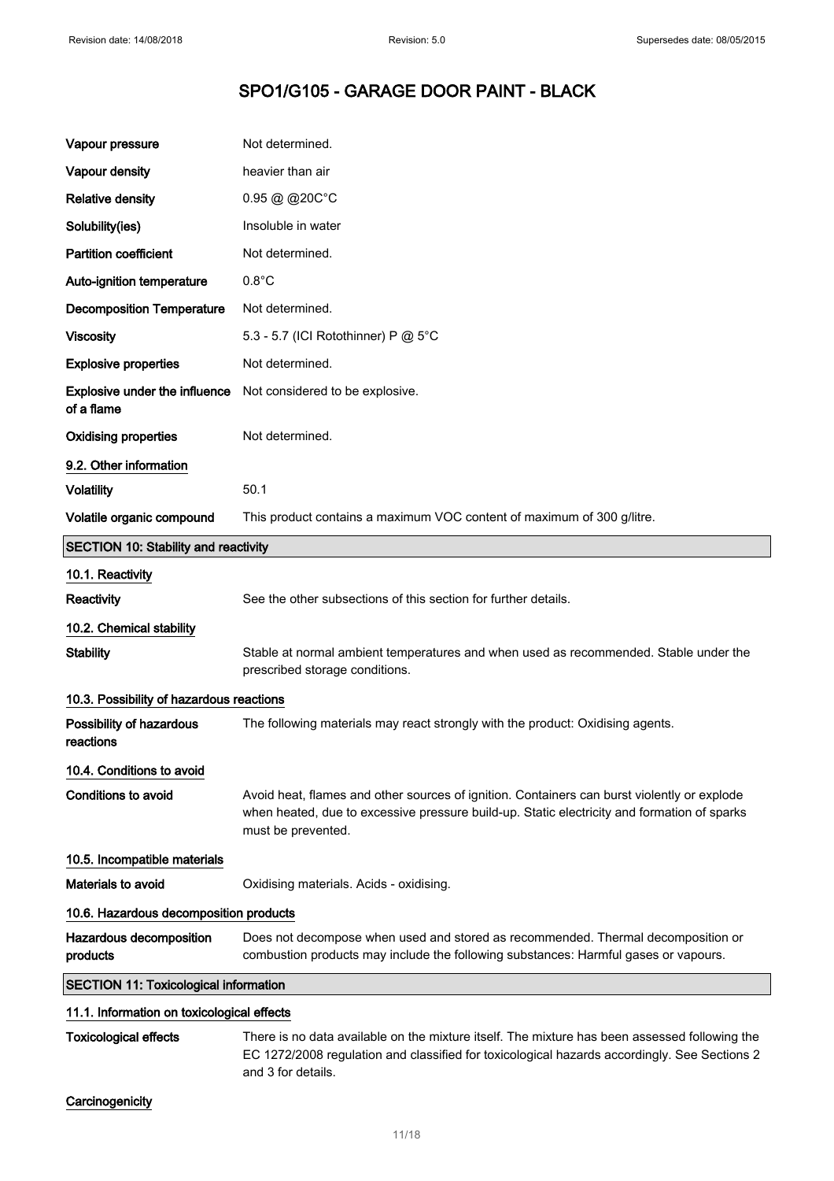# SPO1/G105 - GARAGE DOOR PAINT - BLACK

| | |
|---|---|
| **Vapour pressure** | Not determined. |
| **Vapour density** | heavier than air |
| **Relative density** | 0.95 @ @20C°C |
| **Solubility(ies)** | Insoluble in water |
| **Partition coefficient** | Not determined. |
| **Auto-ignition temperature** | 0.8°C |
| **Decomposition Temperature** | Not determined. |
| **Viscosity** | 5.3 - 5.7 (ICI Rotothinner) P @ 5°C |
| **Explosive properties** | Not determined. |
| **Explosive under the influence of a flame** | Not considered to be explosive. |
| **Oxidising properties** | Not determined. |

### 9.2. Other information

| | |
|---|---|
| **Volatility** | 50.1 |
| **Volatile organic compound** | This product contains a maximum VOC content of maximum of 300 g/litre. |

## SECTION 10: Stability and reactivity

### 10.1. Reactivity

**Reactivity** See the other subsections of this section for further details.

### 10.2. Chemical stability

**Stability** Stable at normal ambient temperatures and when used as recommended. Stable under the prescribed storage conditions.

### 10.3. Possibility of hazardous reactions

**Possibility of hazardous reactions** The following materials may react strongly with the product: Oxidising agents.

### 10.4. Conditions to avoid

**Conditions to avoid** Avoid heat, flames and other sources of ignition. Containers can burst violently or explode when heated, due to excessive pressure build-up. Static electricity and formation of sparks must be prevented.

### 10.5. Incompatible materials

**Materials to avoid** Oxidising materials. Acids - oxidising.

### 10.6. Hazardous decomposition products

**Hazardous decomposition products** Does not decompose when used and stored as recommended. Thermal decomposition or combustion products may include the following substances: Harmful gases or vapours.

## SECTION 11: Toxicological information

### 11.1. Information on toxicological effects

**Toxicological effects** There is no data available on the mixture itself. The mixture has been assessed following the EC 1272/2008 regulation and classified for toxicological hazards accordingly. See Sections 2 and 3 for details.

**Carcinogenicity**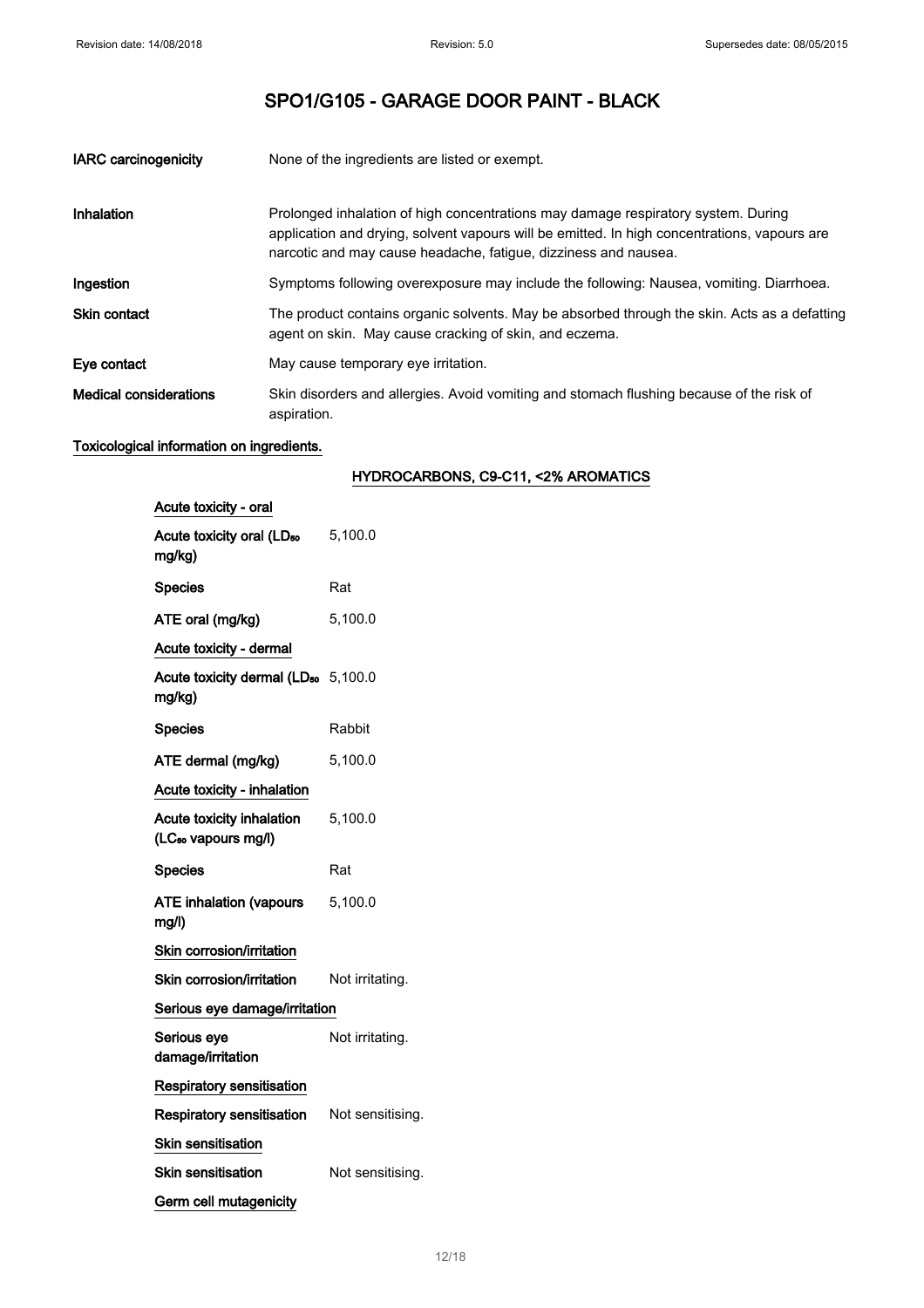# SPO1/G105 - GARAGE DOOR PAINT - BLACK

| | |
|---|---|
| **IARC carcinogenicity** | None of the ingredients are listed or exempt. |
| **Inhalation** | Prolonged inhalation of high concentrations may damage respiratory system. During application and drying, solvent vapours will be emitted. In high concentrations, vapours are narcotic and may cause headache, fatigue, dizziness and nausea. |
| **Ingestion** | Symptoms following overexposure may include the following: Nausea, vomiting. Diarrhoea. |
| **Skin contact** | The product contains organic solvents. May be absorbed through the skin. Acts as a defatting agent on skin. May cause cracking of skin, and eczema. |
| **Eye contact** | May cause temporary eye irritation. |
| **Medical considerations** | Skin disorders and allergies. Avoid vomiting and stomach flushing because of the risk of aspiration. |

**Toxicological information on ingredients.**

**HYDROCARBONS, C9-C11, <2% AROMATICS**

**Acute toxicity - oral**

| | |
|---|---|
| **Acute toxicity oral ($LD_{50}$ mg/kg)** | 5,100.0 |
| **Species** | Rat |
| **ATE oral (mg/kg)** | 5,100.0 |

**Acute toxicity - dermal**

| | |
|---|---|
| **Acute toxicity dermal ($LD_{50}$ mg/kg)** | 5,100.0 |
| **Species** | Rabbit |
| **ATE dermal (mg/kg)** | 5,100.0 |

**Acute toxicity - inhalation**

| | |
|---|---|
| **Acute toxicity inhalation ($LC_{50}$ vapours mg/l)** | 5,100.0 |
| **Species** | Rat |
| **ATE inhalation (vapours mg/l)** | 5,100.0 |

**Skin corrosion/irritation**

| | |
|---|---|
| **Skin corrosion/irritation** | Not irritating. |

**Serious eye damage/irritation**

| | |
|---|---|
| **Serious eye damage/irritation** | Not irritating. |

**Respiratory sensitisation**

| | |
|---|---|
| **Respiratory sensitisation** | Not sensitising. |

**Skin sensitisation**

| | |
|---|---|
| **Skin sensitisation** | Not sensitising. |

**Germ cell mutagenicity**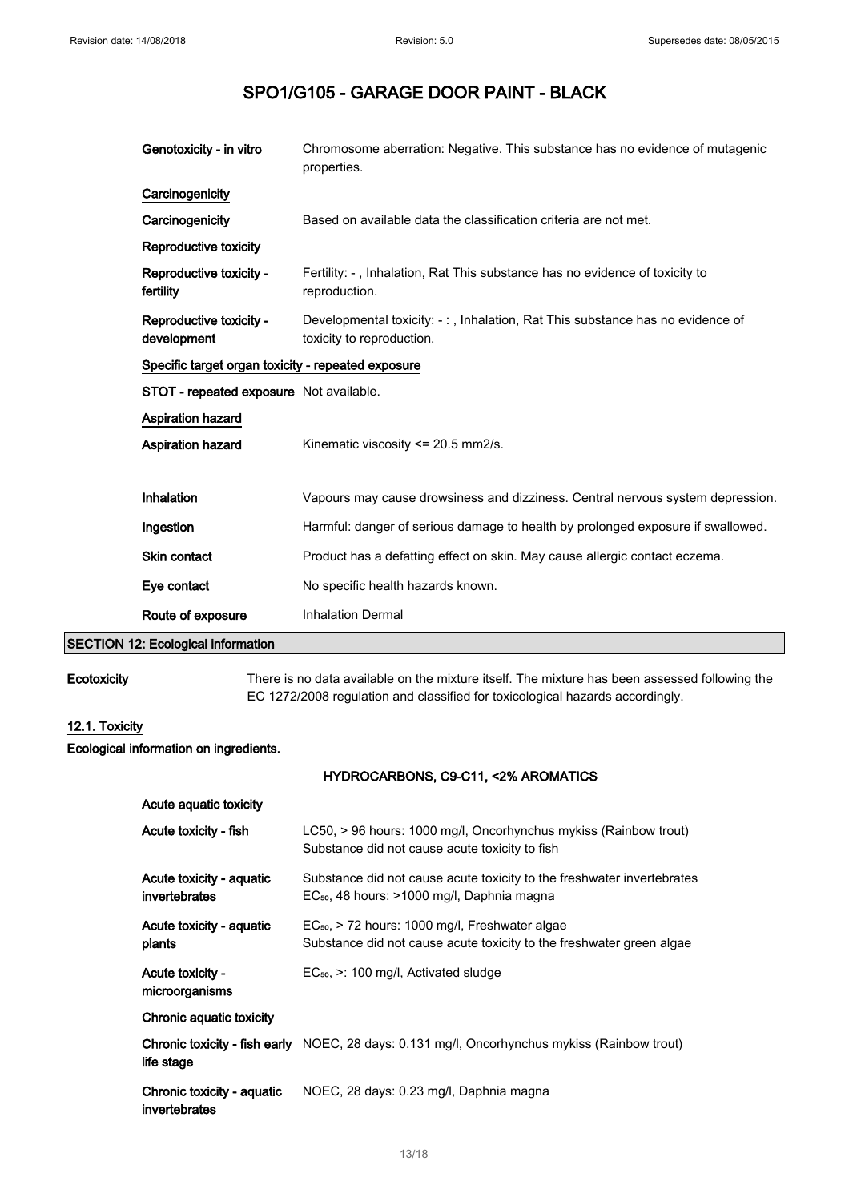# SPO1/G105 - GARAGE DOOR PAINT - BLACK

| | |
|---|---|
| **Genotoxicity - in vitro** | Chromosome aberration: Negative. This substance has no evidence of mutagenic properties. |

**Carcinogenicity**

| | |
|---|---|
| **Carcinogenicity** | Based on available data the classification criteria are not met. |

**Reproductive toxicity**

| | |
|---|---|
| **Reproductive toxicity - fertility** | Fertility: - , Inhalation, Rat This substance has no evidence of toxicity to reproduction. |
| **Reproductive toxicity - development** | Developmental toxicity: - : , Inhalation, Rat This substance has no evidence of toxicity to reproduction. |

**Specific target organ toxicity - repeated exposure**

| | |
|---|---|
| **STOT - repeated exposure** | Not available. |

**Aspiration hazard**

| | |
|---|---|
| **Aspiration hazard** | Kinematic viscosity <= 20.5 mm2/s. |
| **Inhalation** | Vapours may cause drowsiness and dizziness. Central nervous system depression. |
| **Ingestion** | Harmful: danger of serious damage to health by prolonged exposure if swallowed. |
| **Skin contact** | Product has a defatting effect on skin. May cause allergic contact eczema. |
| **Eye contact** | No specific health hazards known. |
| **Route of exposure** | Inhalation Dermal |

## SECTION 12: Ecological information

| | |
|---|---|
| **Ecotoxicity** | There is no data available on the mixture itself. The mixture has been assessed following the EC 1272/2008 regulation and classified for toxicological hazards accordingly. |

### 12.1. Toxicity

**Ecological information on ingredients.**

**HYDROCARBONS, C9-C11, <2% AROMATICS**

**Acute aquatic toxicity**

| | |
|---|---|
| **Acute toxicity - fish** | LC50, > 96 hours: 1000 mg/l, Oncorhynchus mykiss (Rainbow trout)<br>Substance did not cause acute toxicity to fish |
| **Acute toxicity - aquatic invertebrates** | Substance did not cause acute toxicity to the freshwater invertebrates<br>$EC_{50}$, 48 hours: >1000 mg/l, Daphnia magna |
| **Acute toxicity - aquatic plants** | $EC_{50}$, > 72 hours: 1000 mg/l, Freshwater algae<br>Substance did not cause acute toxicity to the freshwater green algae |
| **Acute toxicity - microorganisms** | $EC_{50}$, >: 100 mg/l, Activated sludge |

**Chronic aquatic toxicity**

| | |
|---|---|
| **Chronic toxicity - fish early life stage** | NOEC, 28 days: 0.131 mg/l, Oncorhynchus mykiss (Rainbow trout) |
| **Chronic toxicity - aquatic invertebrates** | NOEC, 28 days: 0.23 mg/l, Daphnia magna |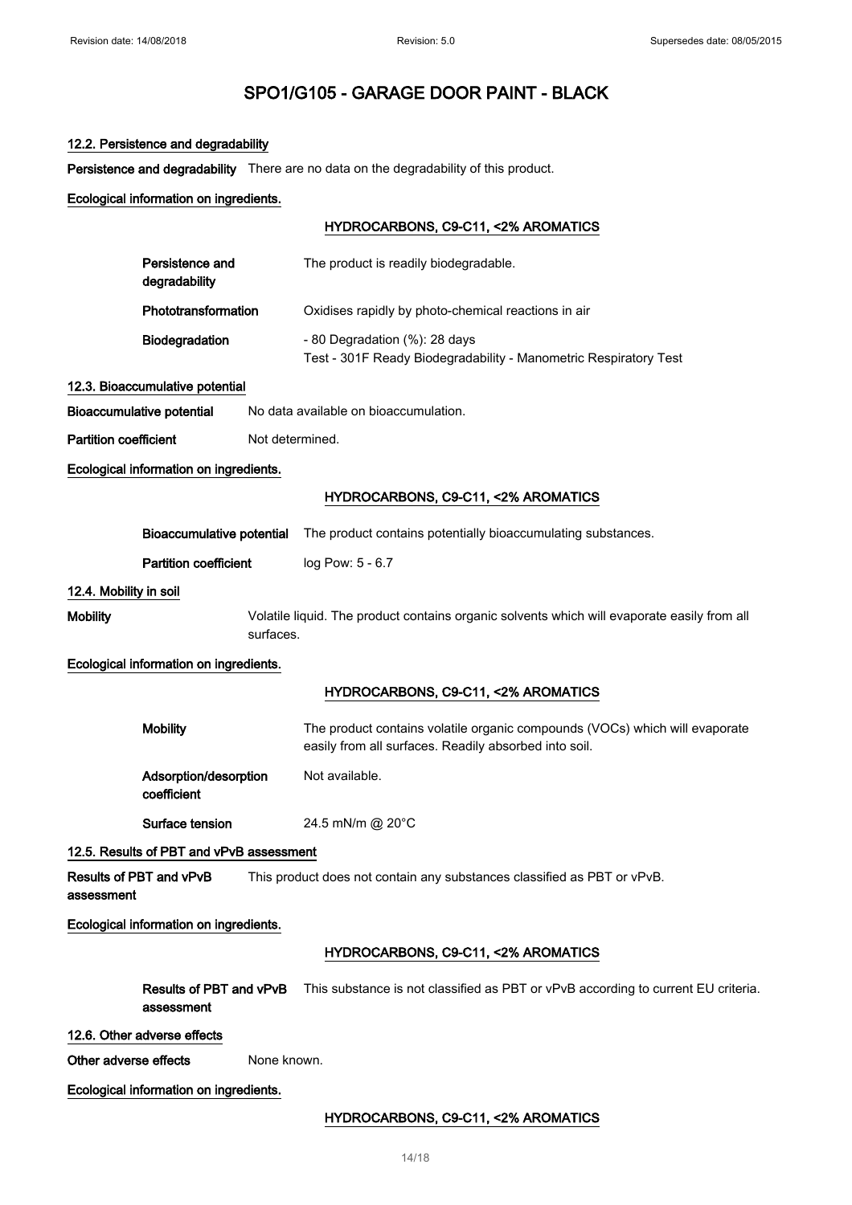# SPO1/G105 - GARAGE DOOR PAINT - BLACK

## 12.2. Persistence and degradability

**Persistence and degradability** There are no data on the degradability of this product.

**Ecological information on ingredients.**

**HYDROCARBONS, C9-C11, <2% AROMATICS**

| | |
|---|---|
| **Persistence and degradability** | The product is readily biodegradable. |
| **Phototransformation** | Oxidises rapidly by photo-chemical reactions in air |
| **Biodegradation** | - 80 Degradation (%): 28 days<br>Test - 301F Ready Biodegradability - Manometric Respiratory Test |

## 12.3. Bioaccumulative potential

**Bioaccumulative potential** No data available on bioaccumulation.

**Partition coefficient** Not determined.

**Ecological information on ingredients.**

**HYDROCARBONS, C9-C11, <2% AROMATICS**

| | |
|---|---|
| **Bioaccumulative potential** | The product contains potentially bioaccumulating substances. |
| **Partition coefficient** | log Pow: 5 - 6.7 |

## 12.4. Mobility in soil

**Mobility** Volatile liquid. The product contains organic solvents which will evaporate easily from all surfaces.

**Ecological information on ingredients.**

**HYDROCARBONS, C9-C11, <2% AROMATICS**

| | |
|---|---|
| **Mobility** | The product contains volatile organic compounds (VOCs) which will evaporate easily from all surfaces. Readily absorbed into soil. |
| **Adsorption/desorption coefficient** | Not available. |
| **Surface tension** | 24.5 mN/m @ 20°C |

## 12.5. Results of PBT and vPvB assessment

**Results of PBT and vPvB assessment** This product does not contain any substances classified as PBT or vPvB.

**Ecological information on ingredients.**

**HYDROCARBONS, C9-C11, <2% AROMATICS**

| | |
|---|---|
| **Results of PBT and vPvB assessment** | This substance is not classified as PBT or vPvB according to current EU criteria. |

## 12.6. Other adverse effects

**Other adverse effects** None known.

**Ecological information on ingredients.**

**HYDROCARBONS, C9-C11, <2% AROMATICS**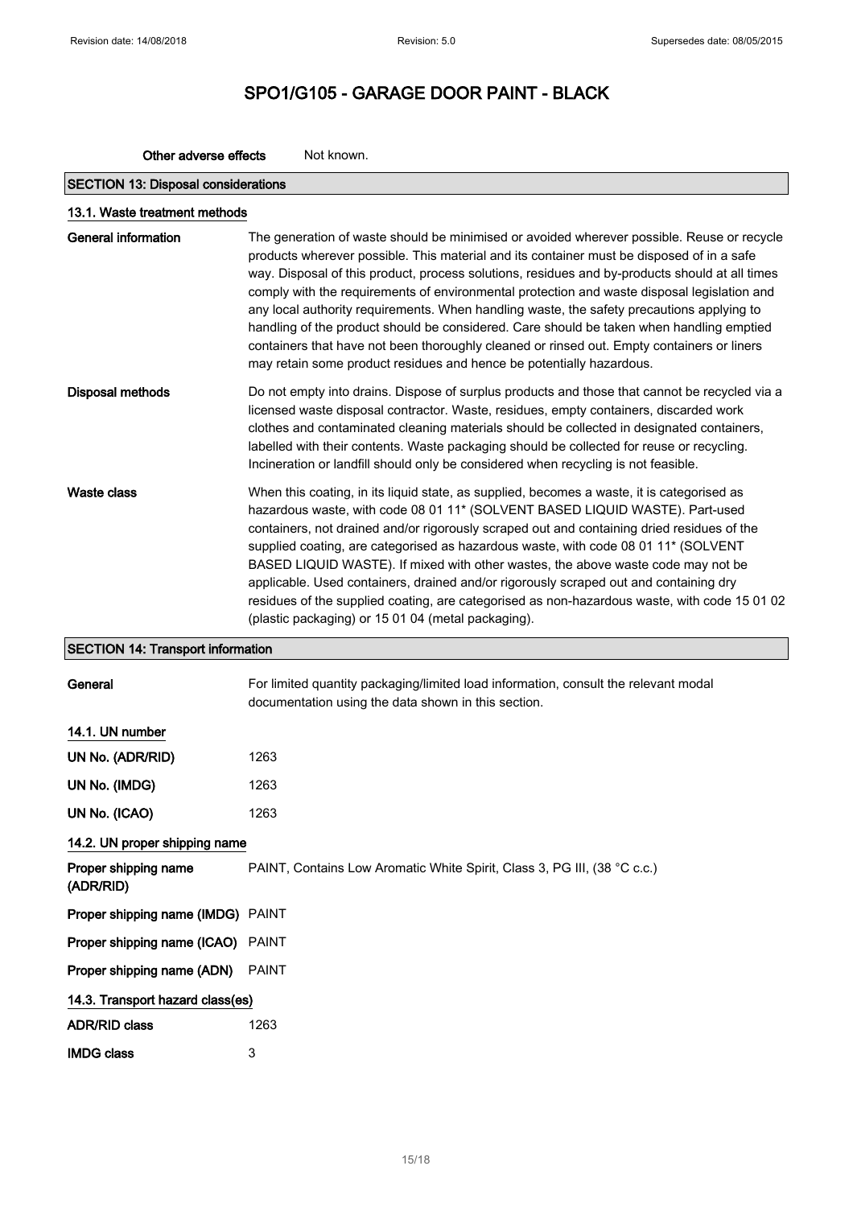**Other adverse effects** Not known.

## SECTION 13: Disposal considerations

### 13.1. Waste treatment methods

**General information**

The generation of waste should be minimised or avoided wherever possible. Reuse or recycle products wherever possible. This material and its container must be disposed of in a safe way. Disposal of this product, process solutions, residues and by-products should at all times comply with the requirements of environmental protection and waste disposal legislation and any local authority requirements. When handling waste, the safety precautions applying to handling of the product should be considered. Care should be taken when handling emptied containers that have not been thoroughly cleaned or rinsed out. Empty containers or liners may retain some product residues and hence be potentially hazardous.

**Disposal methods**

Do not empty into drains. Dispose of surplus products and those that cannot be recycled via a licensed waste disposal contractor. Waste, residues, empty containers, discarded work clothes and contaminated cleaning materials should be collected in designated containers, labelled with their contents. Waste packaging should be collected for reuse or recycling. Incineration or landfill should only be considered when recycling is not feasible.

**Waste class**

When this coating, in its liquid state, as supplied, becomes a waste, it is categorised as hazardous waste, with code 08 01 11* (SOLVENT BASED LIQUID WASTE). Part-used containers, not drained and/or rigorously scraped out and containing dried residues of the supplied coating, are categorised as hazardous waste, with code 08 01 11* (SOLVENT BASED LIQUID WASTE). If mixed with other wastes, the above waste code may not be applicable. Used containers, drained and/or rigorously scraped out and containing dry residues of the supplied coating, are categorised as non-hazardous waste, with code 15 01 02 (plastic packaging) or 15 01 04 (metal packaging).

## SECTION 14: Transport information

**General** For limited quantity packaging/limited load information, consult the relevant modal documentation using the data shown in this section.

### 14.1. UN number

**UN No. (ADR/RID)** 1263

**UN No. (IMDG)** 1263

**UN No. (ICAO)** 1263

### 14.2. UN proper shipping name

**Proper shipping name (ADR/RID)** PAINT, Contains Low Aromatic White Spirit, Class 3, PG III, (38 °C c.c.)

**Proper shipping name (IMDG)** PAINT

**Proper shipping name (ICAO)** PAINT

**Proper shipping name (ADN)** PAINT

### 14.3. Transport hazard class(es)

**ADR/RID class** 1263

**IMDG class** 3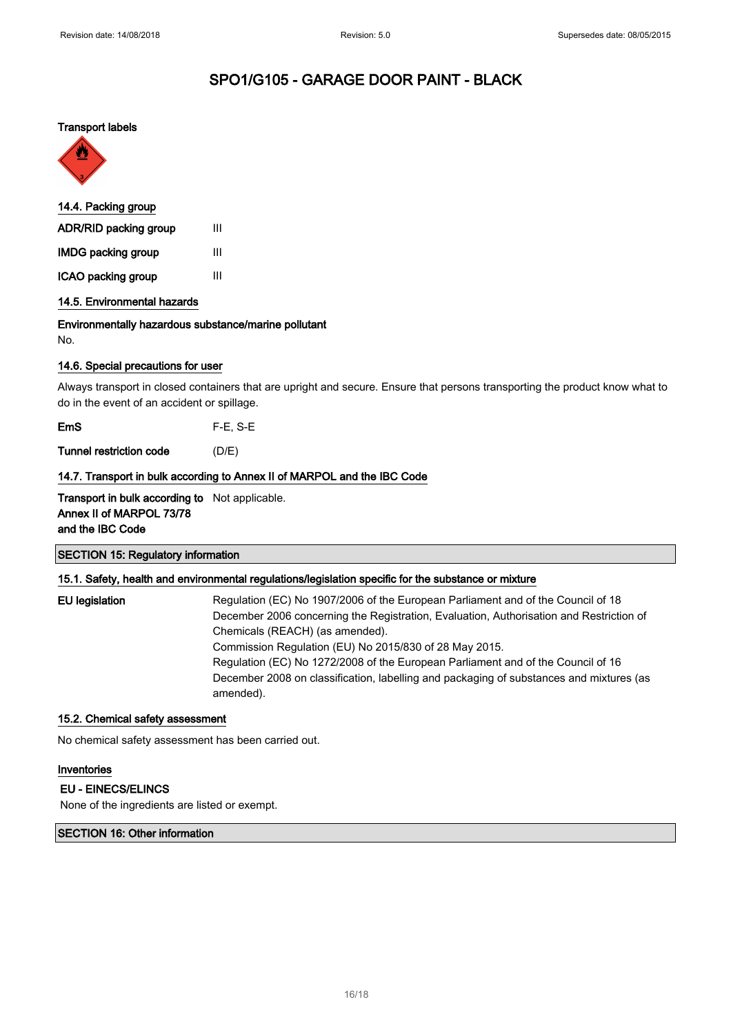# SPO1/G105 - GARAGE DOOR PAINT - BLACK

**Transport labels**

### 14.4. Packing group

| | |
|---|---|
| **ADR/RID packing group** | III |
| **IMDG packing group** | III |
| **ICAO packing group** | III |

### 14.5. Environmental hazards

**Environmentally hazardous substance/marine pollutant**

No.

### 14.6. Special precautions for user

Always transport in closed containers that are upright and secure. Ensure that persons transporting the product know what to do in the event of an accident or spillage.

| | |
|---|---|
| **EmS** | F-E, S-E |
| **Tunnel restriction code** | (D/E) |

### 14.7. Transport in bulk according to Annex II of MARPOL and the IBC Code

| | |
|---|---|
| **Transport in bulk according to Annex II of MARPOL 73/78 and the IBC Code** | Not applicable. |

## SECTION 15: Regulatory information

### 15.1. Safety, health and environmental regulations/legislation specific for the substance or mixture

**EU legislation**

Regulation (EC) No 1907/2006 of the European Parliament and of the Council of 18 December 2006 concerning the Registration, Evaluation, Authorisation and Restriction of Chemicals (REACH) (as amended).
Commission Regulation (EU) No 2015/830 of 28 May 2015.
Regulation (EC) No 1272/2008 of the European Parliament and of the Council of 16 December 2008 on classification, labelling and packaging of substances and mixtures (as amended).

### 15.2. Chemical safety assessment

No chemical safety assessment has been carried out.

### Inventories

**EU - EINECS/ELINCS**

None of the ingredients are listed or exempt.

## SECTION 16: Other information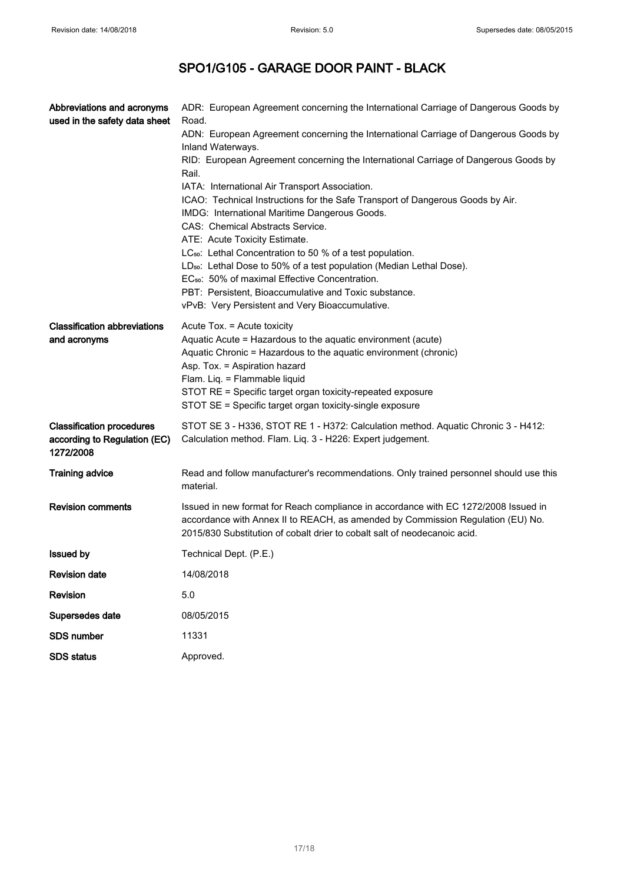# SPO1/G105 - GARAGE DOOR PAINT - BLACK

| | |
|---|---|
| **Abbreviations and acronyms used in the safety data sheet** | ADR: European Agreement concerning the International Carriage of Dangerous Goods by Road.<br>ADN: European Agreement concerning the International Carriage of Dangerous Goods by Inland Waterways.<br>RID: European Agreement concerning the International Carriage of Dangerous Goods by Rail.<br>IATA: International Air Transport Association.<br>ICAO: Technical Instructions for the Safe Transport of Dangerous Goods by Air.<br>IMDG: International Maritime Dangerous Goods.<br>CAS: Chemical Abstracts Service.<br>ATE: Acute Toxicity Estimate.<br>$LC_{50}$: Lethal Concentration to 50 % of a test population.<br>$LD_{50}$: Lethal Dose to 50% of a test population (Median Lethal Dose).<br>$EC_{50}$: 50% of maximal Effective Concentration.<br>PBT: Persistent, Bioaccumulative and Toxic substance.<br>vPvB: Very Persistent and Very Bioaccumulative. |
| **Classification abbreviations and acronyms** | Acute Tox. = Acute toxicity<br>Aquatic Acute = Hazardous to the aquatic environment (acute)<br>Aquatic Chronic = Hazardous to the aquatic environment (chronic)<br>Asp. Tox. = Aspiration hazard<br>Flam. Liq. = Flammable liquid<br>STOT RE = Specific target organ toxicity-repeated exposure<br>STOT SE = Specific target organ toxicity-single exposure |
| **Classification procedures according to Regulation (EC) 1272/2008** | STOT SE 3 - H336, STOT RE 1 - H372: Calculation method. Aquatic Chronic 3 - H412: Calculation method. Flam. Liq. 3 - H226: Expert judgement. |
| **Training advice** | Read and follow manufacturer's recommendations. Only trained personnel should use this material. |
| **Revision comments** | Issued in new format for Reach compliance in accordance with EC 1272/2008 Issued in accordance with Annex II to REACH, as amended by Commission Regulation (EU) No. 2015/830 Substitution of cobalt drier to cobalt salt of neodecanoic acid. |
| **Issued by** | Technical Dept. (P.E.) |
| **Revision date** | 14/08/2018 |
| **Revision** | 5.0 |
| **Supersedes date** | 08/05/2015 |
| **SDS number** | 11331 |
| **SDS status** | Approved. |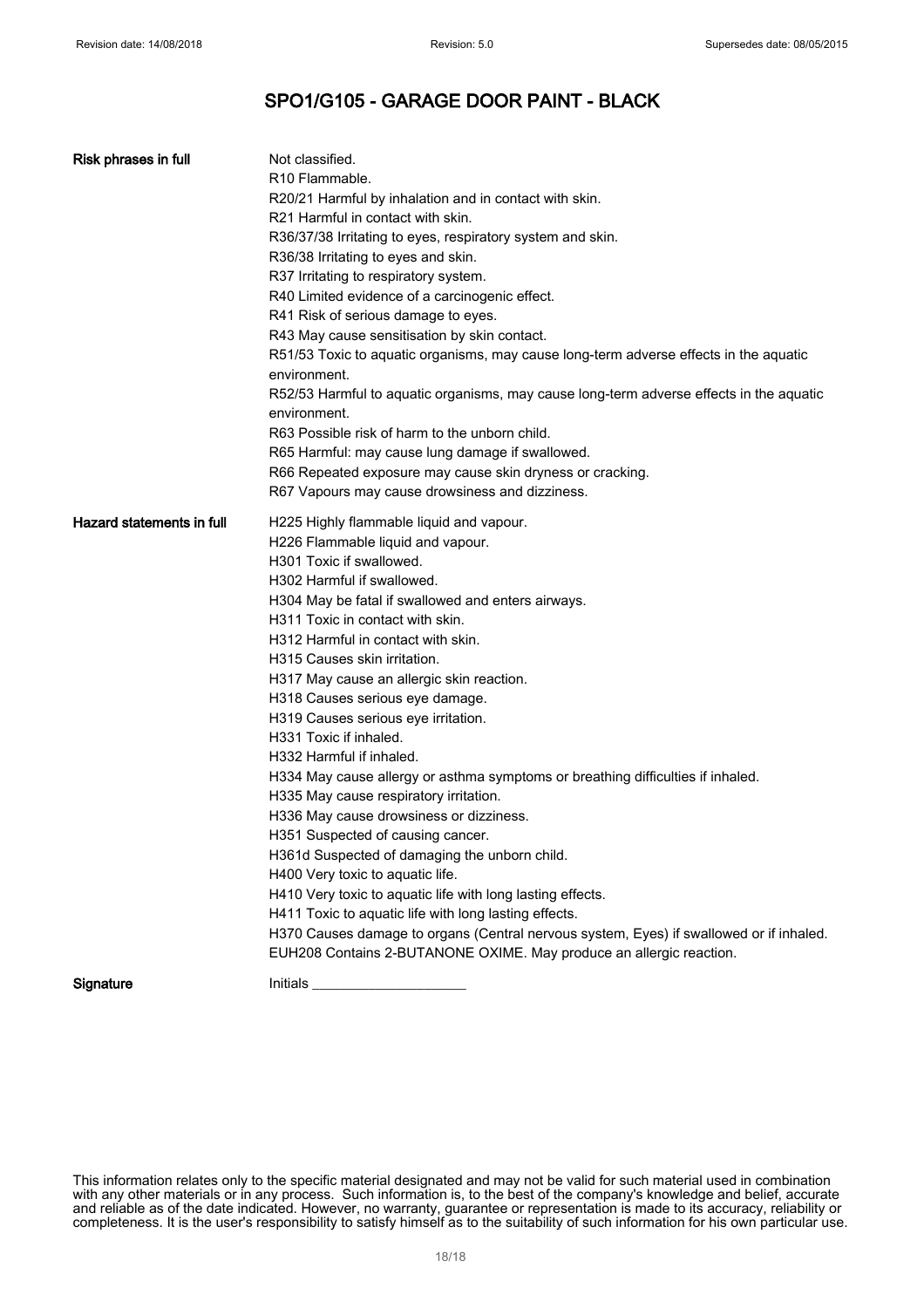# SPO1/G105 - GARAGE DOOR PAINT - BLACK

**Risk phrases in full**

Not classified.
R10 Flammable.
R20/21 Harmful by inhalation and in contact with skin.
R21 Harmful in contact with skin.
R36/37/38 Irritating to eyes, respiratory system and skin.
R36/38 Irritating to eyes and skin.
R37 Irritating to respiratory system.
R40 Limited evidence of a carcinogenic effect.
R41 Risk of serious damage to eyes.
R43 May cause sensitisation by skin contact.
R51/53 Toxic to aquatic organisms, may cause long-term adverse effects in the aquatic environment.
R52/53 Harmful to aquatic organisms, may cause long-term adverse effects in the aquatic environment.
R63 Possible risk of harm to the unborn child.
R65 Harmful: may cause lung damage if swallowed.
R66 Repeated exposure may cause skin dryness or cracking.
R67 Vapours may cause drowsiness and dizziness.

**Hazard statements in full**

H225 Highly flammable liquid and vapour.
H226 Flammable liquid and vapour.
H301 Toxic if swallowed.
H302 Harmful if swallowed.
H304 May be fatal if swallowed and enters airways.
H311 Toxic in contact with skin.
H312 Harmful in contact with skin.
H315 Causes skin irritation.
H317 May cause an allergic skin reaction.
H318 Causes serious eye damage.
H319 Causes serious eye irritation.
H331 Toxic if inhaled.
H332 Harmful if inhaled.
H334 May cause allergy or asthma symptoms or breathing difficulties if inhaled.
H335 May cause respiratory irritation.
H336 May cause drowsiness or dizziness.
H351 Suspected of causing cancer.
H361d Suspected of damaging the unborn child.
H400 Very toxic to aquatic life.
H410 Very toxic to aquatic life with long lasting effects.
H411 Toxic to aquatic life with long lasting effects.
H370 Causes damage to organs (Central nervous system, Eyes) if swallowed or if inhaled.
EUH208 Contains 2-BUTANONE OXIME. May produce an allergic reaction.

**Signature**

Initials ____________________

This information relates only to the specific material designated and may not be valid for such material used in combination with any other materials or in any process. Such information is, to the best of the company's knowledge and belief, accurate and reliable as of the date indicated. However, no warranty, guarantee or representation is made to its accuracy, reliability or completeness. It is the user's responsibility to satisfy himself as to the suitability of such information for his own particular use.